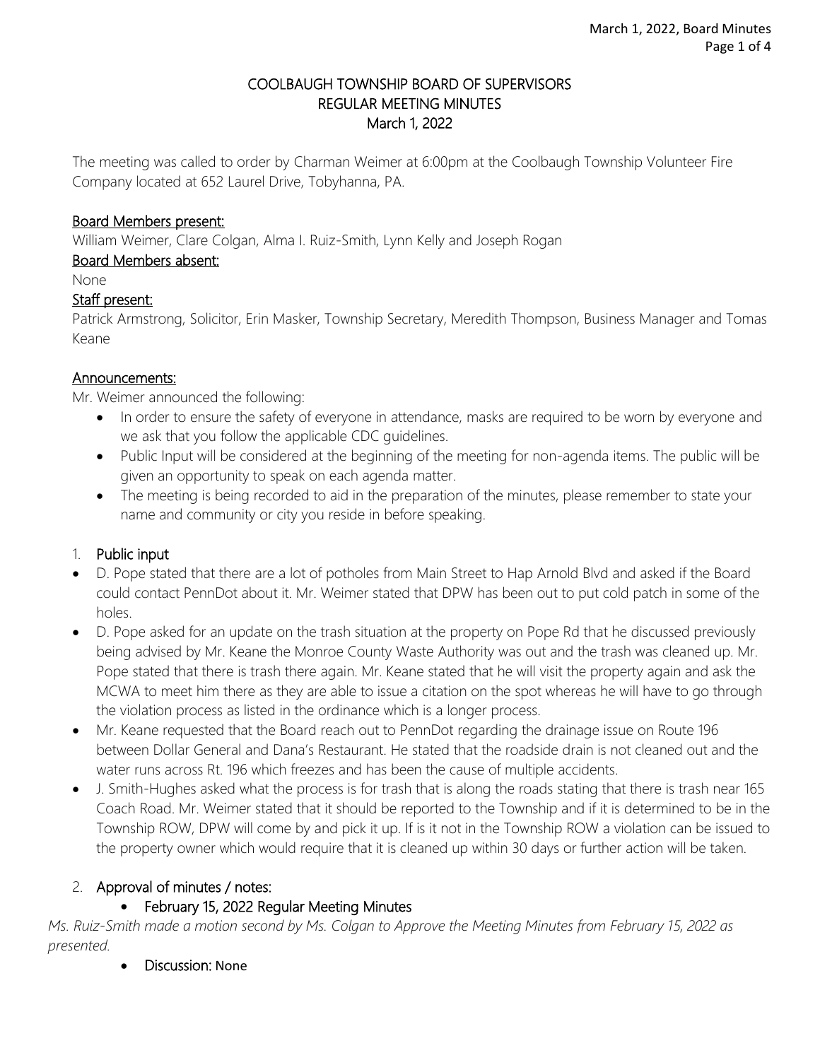# COOLBAUGH TOWNSHIP BOARD OF SUPERVISORS
## REGULAR MEETING MINUTES
## March 1, 2022

The meeting was called to order by Charman Weimer at 6:00pm at the Coolbaugh Township Volunteer Fire Company located at 652 Laurel Drive, Tobyhanna, PA.

**Board Members present:**
William Weimer, Clare Colgan, Alma I. Ruiz-Smith, Lynn Kelly and Joseph Rogan

**Board Members absent:**
None

**Staff present:**
Patrick Armstrong, Solicitor, Erin Masker, Township Secretary, Meredith Thompson, Business Manager and Tomas Keane

**Announcements:**
Mr. Weimer announced the following:

- In order to ensure the safety of everyone in attendance, masks are required to be worn by everyone and we ask that you follow the applicable CDC guidelines.
- Public Input will be considered at the beginning of the meeting for non-agenda items. The public will be given an opportunity to speak on each agenda matter.
- The meeting is being recorded to aid in the preparation of the minutes, please remember to state your name and community or city you reside in before speaking.

1. **Public input**

- D. Pope stated that there are a lot of potholes from Main Street to Hap Arnold Blvd and asked if the Board could contact PennDot about it. Mr. Weimer stated that DPW has been out to put cold patch in some of the holes.
- D. Pope asked for an update on the trash situation at the property on Pope Rd that he discussed previously being advised by Mr. Keane the Monroe County Waste Authority was out and the trash was cleaned up. Mr. Pope stated that there is trash there again. Mr. Keane stated that he will visit the property again and ask the MCWA to meet him there as they are able to issue a citation on the spot whereas he will have to go through the violation process as listed in the ordinance which is a longer process.
- Mr. Keane requested that the Board reach out to PennDot regarding the drainage issue on Route 196 between Dollar General and Dana's Restaurant. He stated that the roadside drain is not cleaned out and the water runs across Rt. 196 which freezes and has been the cause of multiple accidents.
- J. Smith-Hughes asked what the process is for trash that is along the roads stating that there is trash near 165 Coach Road. Mr. Weimer stated that it should be reported to the Township and if it is determined to be in the Township ROW, DPW will come by and pick it up. If is it not in the Township ROW a violation can be issued to the property owner which would require that it is cleaned up within 30 days or further action will be taken.

2. **Approval of minutes / notes:**
   - **February 15, 2022 Regular Meeting Minutes**

*Ms. Ruiz-Smith made a motion second by Ms. Colgan to Approve the Meeting Minutes from February 15, 2022 as presented.*

- **Discussion:** None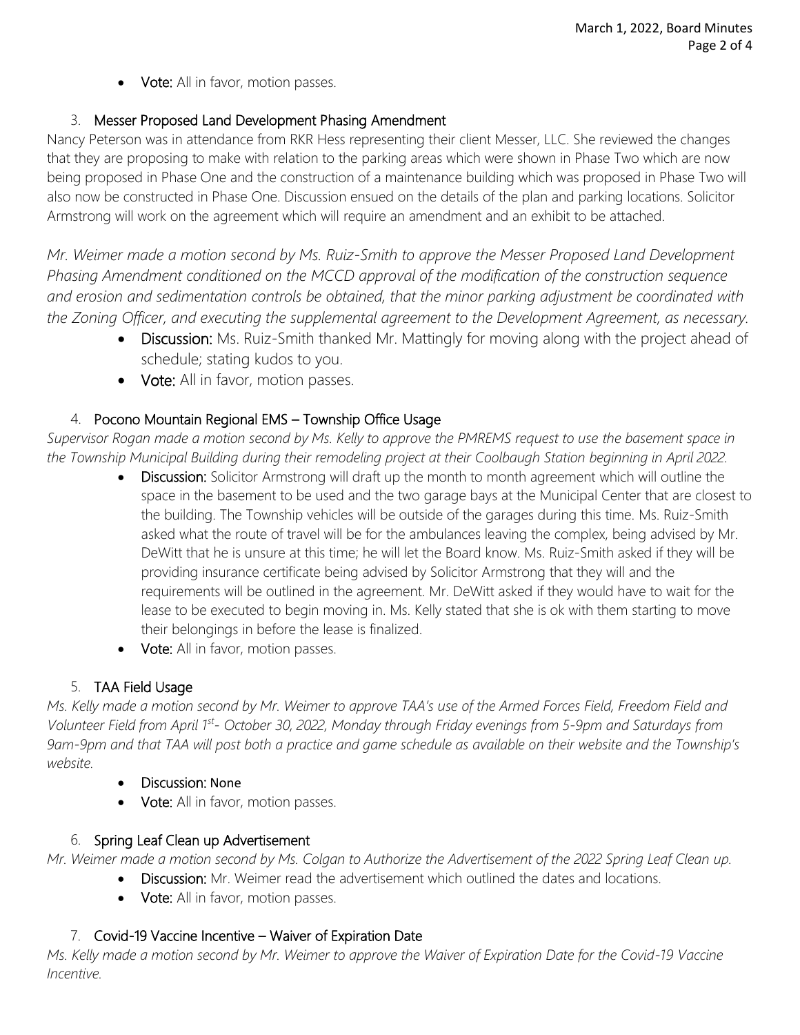- **Vote:** All in favor, motion passes.

3. **Messer Proposed Land Development Phasing Amendment**

Nancy Peterson was in attendance from RKR Hess representing their client Messer, LLC. She reviewed the changes that they are proposing to make with relation to the parking areas which were shown in Phase Two which are now being proposed in Phase One and the construction of a maintenance building which was proposed in Phase Two will also now be constructed in Phase One. Discussion ensued on the details of the plan and parking locations. Solicitor Armstrong will work on the agreement which will require an amendment and an exhibit to be attached.

*Mr. Weimer made a motion second by Ms. Ruiz-Smith to approve the Messer Proposed Land Development Phasing Amendment conditioned on the MCCD approval of the modification of the construction sequence and erosion and sedimentation controls be obtained, that the minor parking adjustment be coordinated with the Zoning Officer, and executing the supplemental agreement to the Development Agreement, as necessary.*

- **Discussion:** Ms. Ruiz-Smith thanked Mr. Mattingly for moving along with the project ahead of schedule; stating kudos to you.
- **Vote:** All in favor, motion passes.

4. **Pocono Mountain Regional EMS – Township Office Usage**

*Supervisor Rogan made a motion second by Ms. Kelly to approve the PMREMS request to use the basement space in the Township Municipal Building during their remodeling project at their Coolbaugh Station beginning in April 2022.*

- **Discussion:** Solicitor Armstrong will draft up the month to month agreement which will outline the space in the basement to be used and the two garage bays at the Municipal Center that are closest to the building. The Township vehicles will be outside of the garages during this time. Ms. Ruiz-Smith asked what the route of travel will be for the ambulances leaving the complex, being advised by Mr. DeWitt that he is unsure at this time; he will let the Board know. Ms. Ruiz-Smith asked if they will be providing insurance certificate being advised by Solicitor Armstrong that they will and the requirements will be outlined in the agreement. Mr. DeWitt asked if they would have to wait for the lease to be executed to begin moving in. Ms. Kelly stated that she is ok with them starting to move their belongings in before the lease is finalized.
- **Vote:** All in favor, motion passes.

5. **TAA Field Usage**

*Ms. Kelly made a motion second by Mr. Weimer to approve TAA's use of the Armed Forces Field, Freedom Field and Volunteer Field from April 1st- October 30, 2022, Monday through Friday evenings from 5-9pm and Saturdays from 9am-9pm and that TAA will post both a practice and game schedule as available on their website and the Township's website.*

- **Discussion:** None
- **Vote:** All in favor, motion passes.

6. **Spring Leaf Clean up Advertisement**

*Mr. Weimer made a motion second by Ms. Colgan to Authorize the Advertisement of the 2022 Spring Leaf Clean up.*

- **Discussion:** Mr. Weimer read the advertisement which outlined the dates and locations.
- **Vote:** All in favor, motion passes.

7. **Covid-19 Vaccine Incentive – Waiver of Expiration Date**

*Ms. Kelly made a motion second by Mr. Weimer to approve the Waiver of Expiration Date for the Covid-19 Vaccine Incentive.*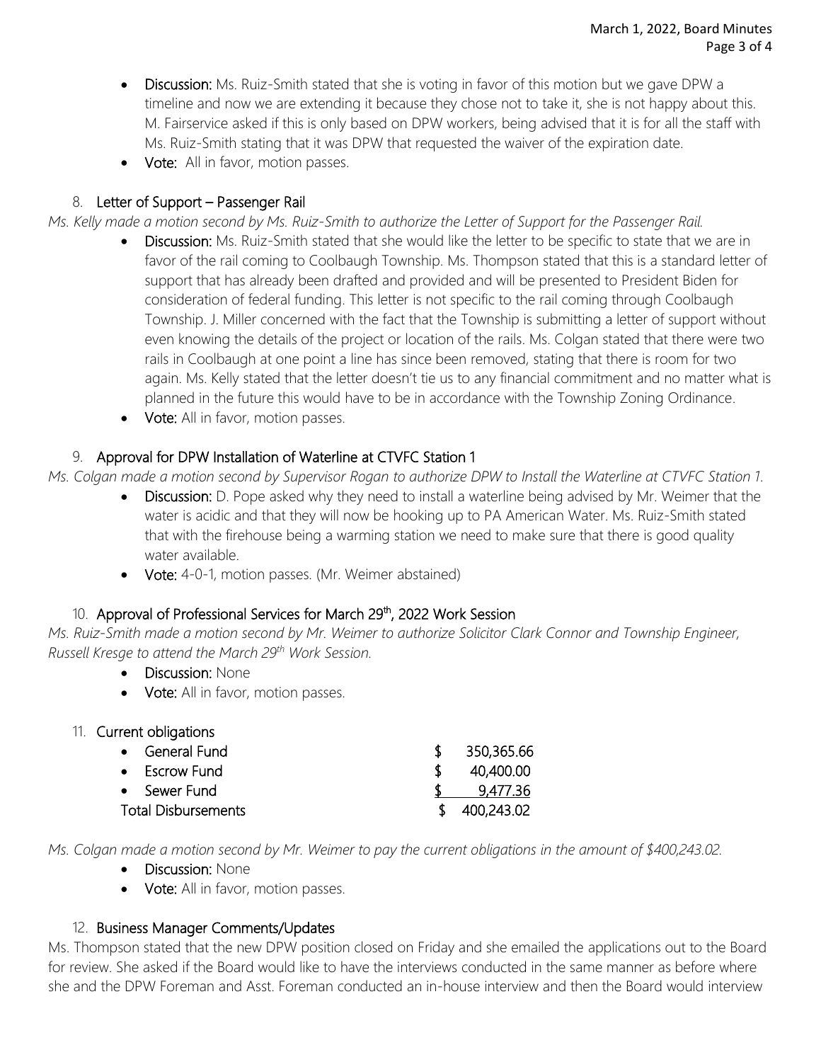- **Discussion:** Ms. Ruiz-Smith stated that she is voting in favor of this motion but we gave DPW a timeline and now we are extending it because they chose not to take it, she is not happy about this. M. Fairservice asked if this is only based on DPW workers, being advised that it is for all the staff with Ms. Ruiz-Smith stating that it was DPW that requested the waiver of the expiration date.
- **Vote:** All in favor, motion passes.

8. **Letter of Support – Passenger Rail**

*Ms. Kelly made a motion second by Ms. Ruiz-Smith to authorize the Letter of Support for the Passenger Rail.*

- **Discussion:** Ms. Ruiz-Smith stated that she would like the letter to be specific to state that we are in favor of the rail coming to Coolbaugh Township. Ms. Thompson stated that this is a standard letter of support that has already been drafted and provided and will be presented to President Biden for consideration of federal funding. This letter is not specific to the rail coming through Coolbaugh Township. J. Miller concerned with the fact that the Township is submitting a letter of support without even knowing the details of the project or location of the rails. Ms. Colgan stated that there were two rails in Coolbaugh at one point a line has since been removed, stating that there is room for two again. Ms. Kelly stated that the letter doesn't tie us to any financial commitment and no matter what is planned in the future this would have to be in accordance with the Township Zoning Ordinance.
- **Vote:** All in favor, motion passes.

9. **Approval for DPW Installation of Waterline at CTVFC Station 1**

*Ms. Colgan made a motion second by Supervisor Rogan to authorize DPW to Install the Waterline at CTVFC Station 1.*

- **Discussion:** D. Pope asked why they need to install a waterline being advised by Mr. Weimer that the water is acidic and that they will now be hooking up to PA American Water. Ms. Ruiz-Smith stated that with the firehouse being a warming station we need to make sure that there is good quality water available.
- **Vote:** 4-0-1, motion passes. (Mr. Weimer abstained)

10. **Approval of Professional Services for March 29th, 2022 Work Session**

*Ms. Ruiz-Smith made a motion second by Mr. Weimer to authorize Solicitor Clark Connor and Township Engineer, Russell Kresge to attend the March 29th Work Session.*

- **Discussion:** None
- **Vote:** All in favor, motion passes.

11. **Current obligations**

| | |
|---|---|
| • General Fund | $ 350,365.66 |
| • Escrow Fund | $ 40,400.00 |
| • Sewer Fund | $ 9,477.36 |
| Total Disbursements | $ 400,243.02 |

*Ms. Colgan made a motion second by Mr. Weimer to pay the current obligations in the amount of $400,243.02.*

- **Discussion:** None
- **Vote:** All in favor, motion passes.

12. **Business Manager Comments/Updates**

Ms. Thompson stated that the new DPW position closed on Friday and she emailed the applications out to the Board for review. She asked if the Board would like to have the interviews conducted in the same manner as before where she and the DPW Foreman and Asst. Foreman conducted an in-house interview and then the Board would interview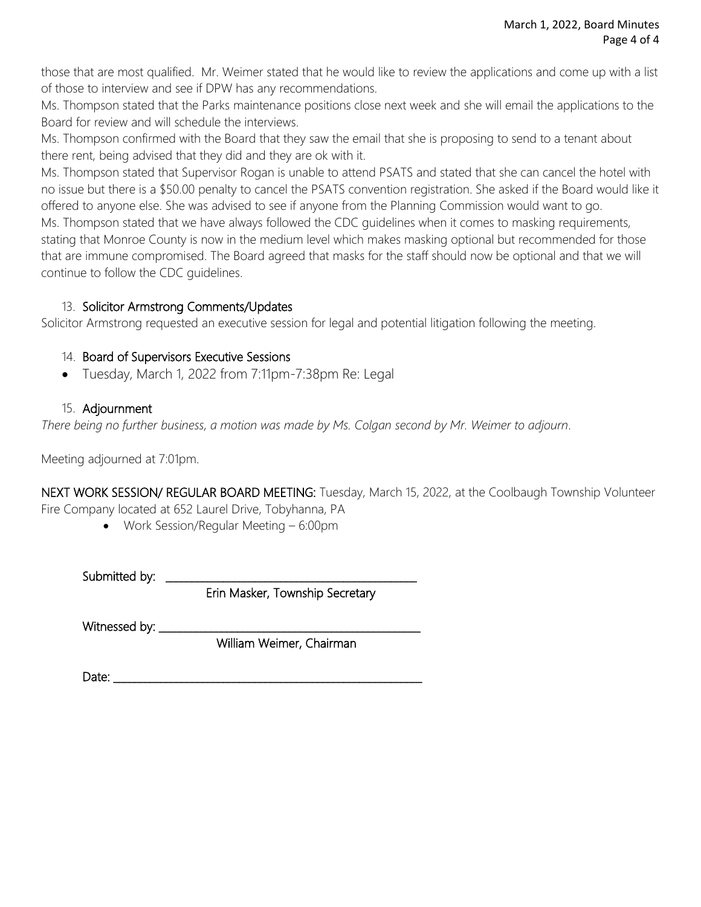those that are most qualified. Mr. Weimer stated that he would like to review the applications and come up with a list of those to interview and see if DPW has any recommendations.

Ms. Thompson stated that the Parks maintenance positions close next week and she will email the applications to the Board for review and will schedule the interviews.

Ms. Thompson confirmed with the Board that they saw the email that she is proposing to send to a tenant about there rent, being advised that they did and they are ok with it.

Ms. Thompson stated that Supervisor Rogan is unable to attend PSATS and stated that she can cancel the hotel with no issue but there is a $50.00 penalty to cancel the PSATS convention registration. She asked if the Board would like it offered to anyone else. She was advised to see if anyone from the Planning Commission would want to go.

Ms. Thompson stated that we have always followed the CDC guidelines when it comes to masking requirements, stating that Monroe County is now in the medium level which makes masking optional but recommended for those that are immune compromised. The Board agreed that masks for the staff should now be optional and that we will continue to follow the CDC guidelines.

13. **Solicitor Armstrong Comments/Updates**

Solicitor Armstrong requested an executive session for legal and potential litigation following the meeting.

14. **Board of Supervisors Executive Sessions**

- Tuesday, March 1, 2022 from 7:11pm-7:38pm Re: Legal

15. **Adjournment**

*There being no further business, a motion was made by Ms. Colgan second by Mr. Weimer to adjourn*.

Meeting adjourned at 7:01pm.

**NEXT WORK SESSION/ REGULAR BOARD MEETING:** Tuesday, March 15, 2022, at the Coolbaugh Township Volunteer Fire Company located at 652 Laurel Drive, Tobyhanna, PA

- Work Session/Regular Meeting – 6:00pm

Submitted by: ______________________________
Erin Masker, Township Secretary

Witnessed by: ______________________________
William Weimer, Chairman

Date: ______________________________